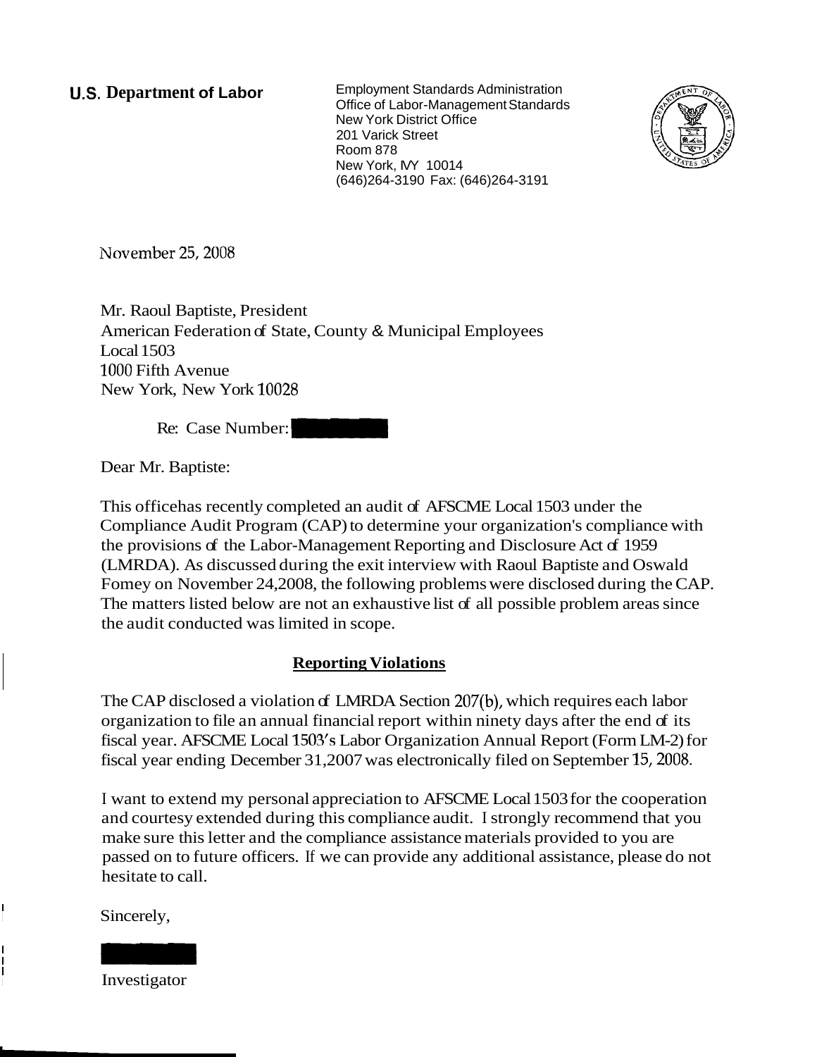**U.S. Department of Labor**

Employment Standards Administration
Office of Labor-Management Standards
New York District Office
201 Varick Street
Room 878
New York, NY 10014
(646)264-3190 Fax: (646)264-3191

November 25, 2008

Mr. Raoul Baptiste, President
American Federation of State, County & Municipal Employees
Local 1503
1000 Fifth Avenue
New York, New York 10028

Re: Case Number:

Dear Mr. Baptiste:

This officehas recently completed an audit of AFSCME Local 1503 under the Compliance Audit Program (CAP) to determine your organization's compliance with the provisions of the Labor-Management Reporting and Disclosure Act of 1959 (LMRDA). As discussed during the exit interview with Raoul Baptiste and Oswald Fomey on November 24,2008, the following problems were disclosed during the CAP. The matters listed below are not an exhaustive list of all possible problem areas since the audit conducted was limited in scope.

## Reporting Violations

The CAP disclosed a violation of LMRDA Section 207(b), which requires each labor organization to file an annual financial report within ninety days after the end of its fiscal year. AFSCME Local 1503's Labor Organization Annual Report (Form LM-2) for fiscal year ending December 31,2007 was electronically filed on September 15, 2008.

I want to extend my personal appreciation to AFSCME Local 1503 for the cooperation and courtesy extended during this compliance audit. I strongly recommend that you make sure this letter and the compliance assistance materials provided to you are passed on to future officers. If we can provide any additional assistance, please do not hesitate to call.

Sincerely,

Investigator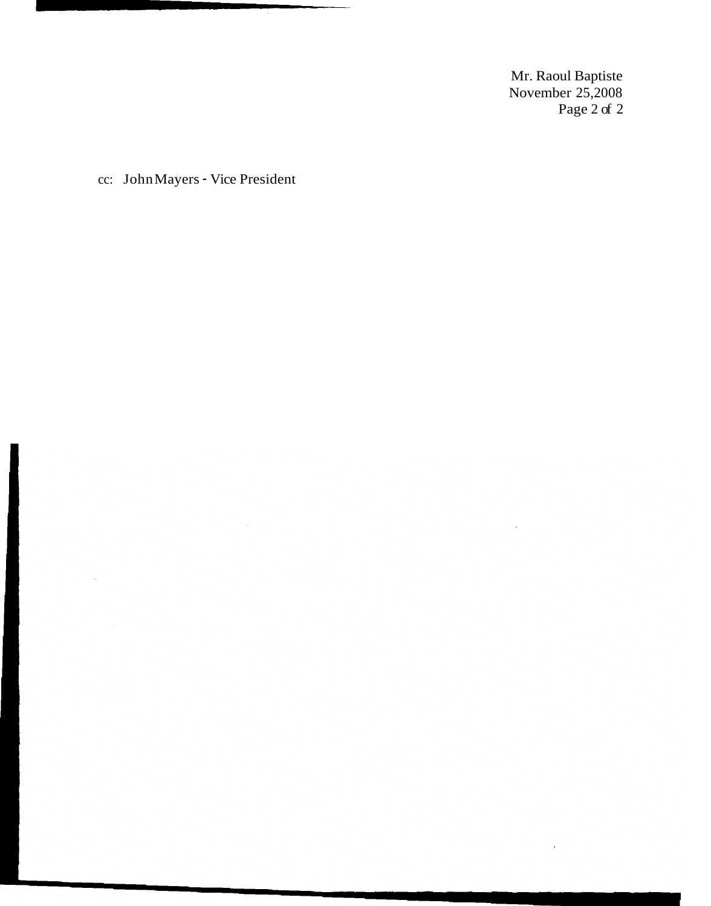cc: John Mayers - Vice President